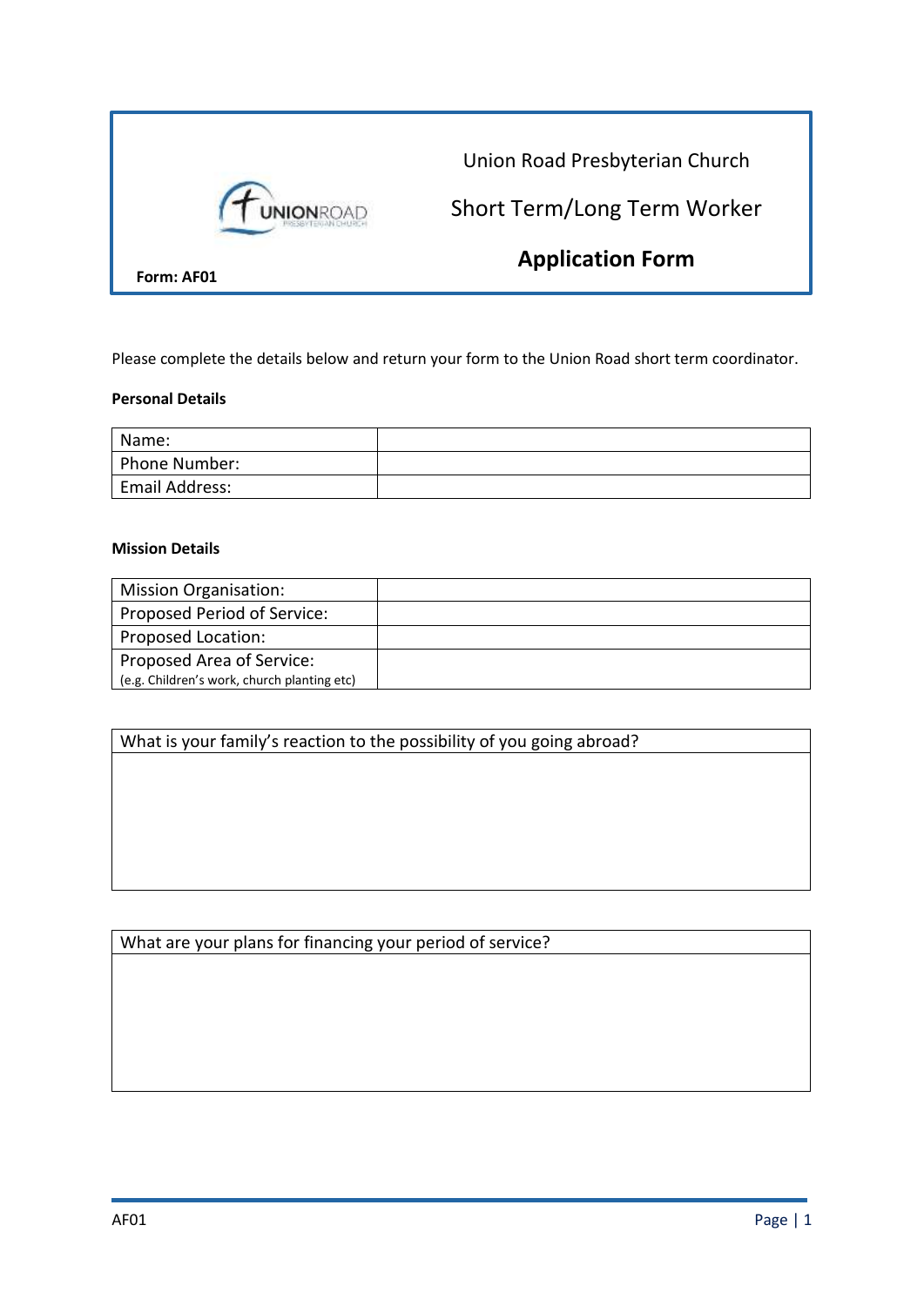# Union Road Presbyterian Church

## Short Term/Long Term Worker

## Application Form

**Form: AF01**

Please complete the details below and return your form to the Union Road short term coordinator.

**Personal Details**

| | |
|---|---|
| Name: | |
| Phone Number: | |
| Email Address: | |

**Mission Details**

| | |
|---|---|
| Mission Organisation: | |
| Proposed Period of Service: | |
| Proposed Location: | |
| Proposed Area of Service: (e.g. Children's work, church planting etc) | |

| What is your family's reaction to the possibility of you going abroad? |
|---|
| |

| What are your plans for financing your period of service? |
|---|
| |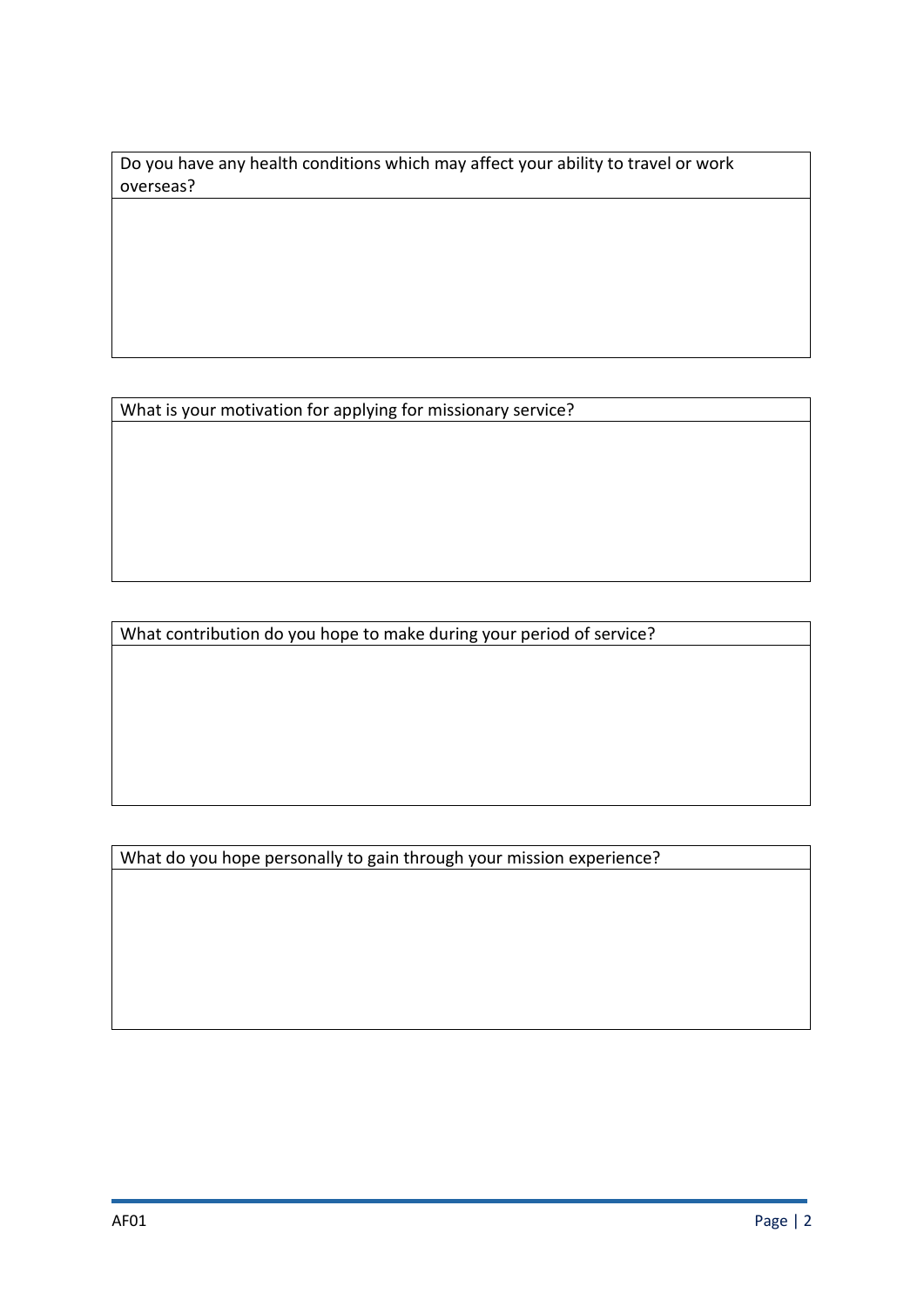| Do you have any health conditions which may affect your ability to travel or work overseas? |
| --- |
| |

| What is your motivation for applying for missionary service? |
| --- |
| |

| What contribution do you hope to make during your period of service? |
| --- |
| |

| What do you hope personally to gain through your mission experience? |
| --- |
| |

AF01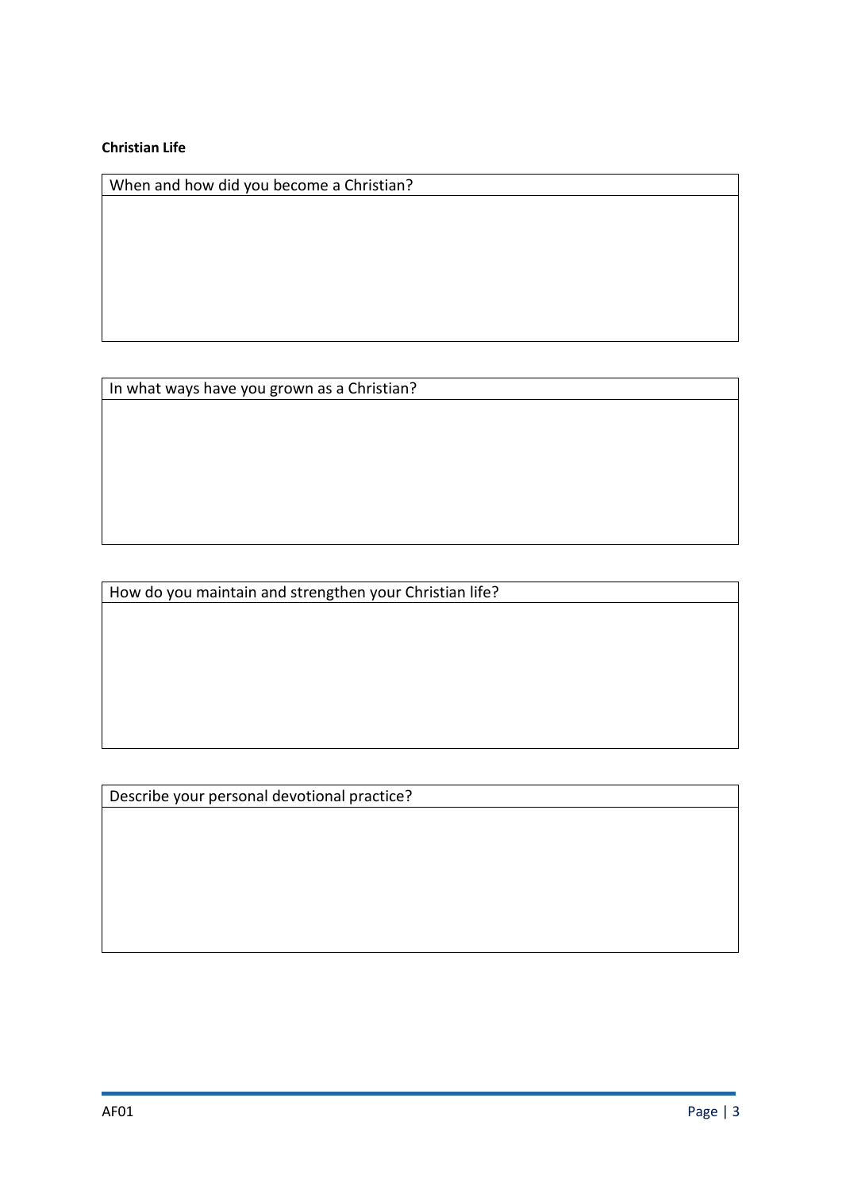**Christian Life**

| When and how did you become a Christian? |
| --- |
| |

| In what ways have you grown as a Christian? |
| --- |
| |

| How do you maintain and strengthen your Christian life? |
| --- |
| |

| Describe your personal devotional practice? |
| --- |
| |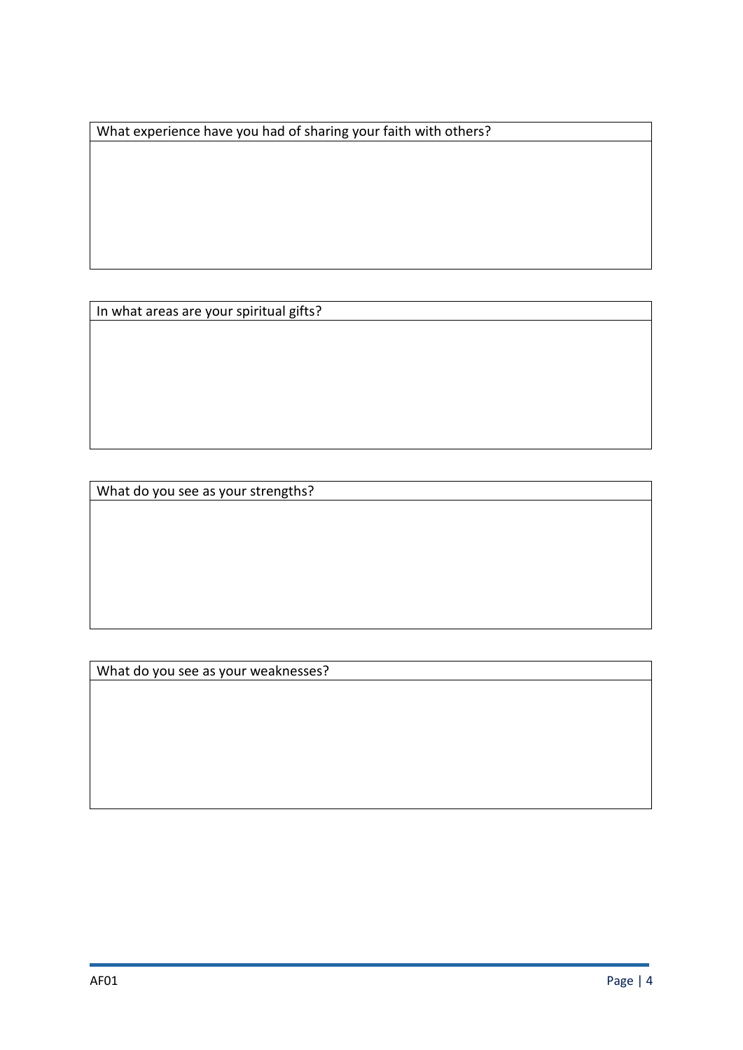| What experience have you had of sharing your faith with others? |
| --- |
| |

| In what areas are your spiritual gifts? |
| --- |
| |

| What do you see as your strengths? |
| --- |
| |

| What do you see as your weaknesses? |
| --- |
| |